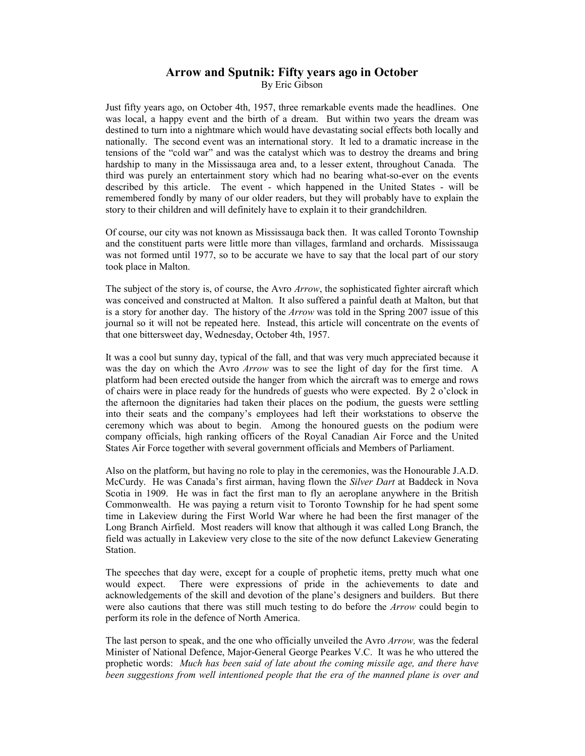# Arrow and Sputnik: Fifty years ago in October

By Eric Gibson

Just fifty years ago, on October 4th, 1957, three remarkable events made the headlines. One was local, a happy event and the birth of a dream. But within two years the dream was destined to turn into a nightmare which would have devastating social effects both locally and nationally. The second event was an international story. It led to a dramatic increase in the tensions of the "cold war" and was the catalyst which was to destroy the dreams and bring hardship to many in the Mississauga area and, to a lesser extent, throughout Canada. The third was purely an entertainment story which had no bearing what-so-ever on the events described by this article. The event - which happened in the United States - will be remembered fondly by many of our older readers, but they will probably have to explain the story to their children and will definitely have to explain it to their grandchildren.

Of course, our city was not known as Mississauga back then. It was called Toronto Township and the constituent parts were little more than villages, farmland and orchards. Mississauga was not formed until 1977, so to be accurate we have to say that the local part of our story took place in Malton.

The subject of the story is, of course, the Avro *Arrow*, the sophisticated fighter aircraft which was conceived and constructed at Malton. It also suffered a painful death at Malton, but that is a story for another day. The history of the *Arrow* was told in the Spring 2007 issue of this journal so it will not be repeated here. Instead, this article will concentrate on the events of that one bittersweet day, Wednesday, October 4th, 1957.

It was a cool but sunny day, typical of the fall, and that was very much appreciated because it was the day on which the Avro *Arrow* was to see the light of day for the first time. A platform had been erected outside the hanger from which the aircraft was to emerge and rows of chairs were in place ready for the hundreds of guests who were expected. By 2 o'clock in the afternoon the dignitaries had taken their places on the podium, the guests were settling into their seats and the company's employees had left their workstations to observe the ceremony which was about to begin. Among the honoured guests on the podium were company officials, high ranking officers of the Royal Canadian Air Force and the United States Air Force together with several government officials and Members of Parliament.

Also on the platform, but having no role to play in the ceremonies, was the Honourable J.A.D. McCurdy. He was Canada's first airman, having flown the *Silver Dart* at Baddeck in Nova Scotia in 1909. He was in fact the first man to fly an aeroplane anywhere in the British Commonwealth. He was paying a return visit to Toronto Township for he had spent some time in Lakeview during the First World War where he had been the first manager of the Long Branch Airfield. Most readers will know that although it was called Long Branch, the field was actually in Lakeview very close to the site of the now defunct Lakeview Generating Station.

The speeches that day were, except for a couple of prophetic items, pretty much what one would expect. There were expressions of pride in the achievements to date and acknowledgements of the skill and devotion of the plane's designers and builders. But there were also cautions that there was still much testing to do before the *Arrow* could begin to perform its role in the defence of North America.

The last person to speak, and the one who officially unveiled the Avro *Arrow,* was the federal Minister of National Defence, Major-General George Pearkes V.C. It was he who uttered the prophetic words: *Much has been said of late about the coming missile age, and there have been suggestions from well intentioned people that the era of the manned plane is over and*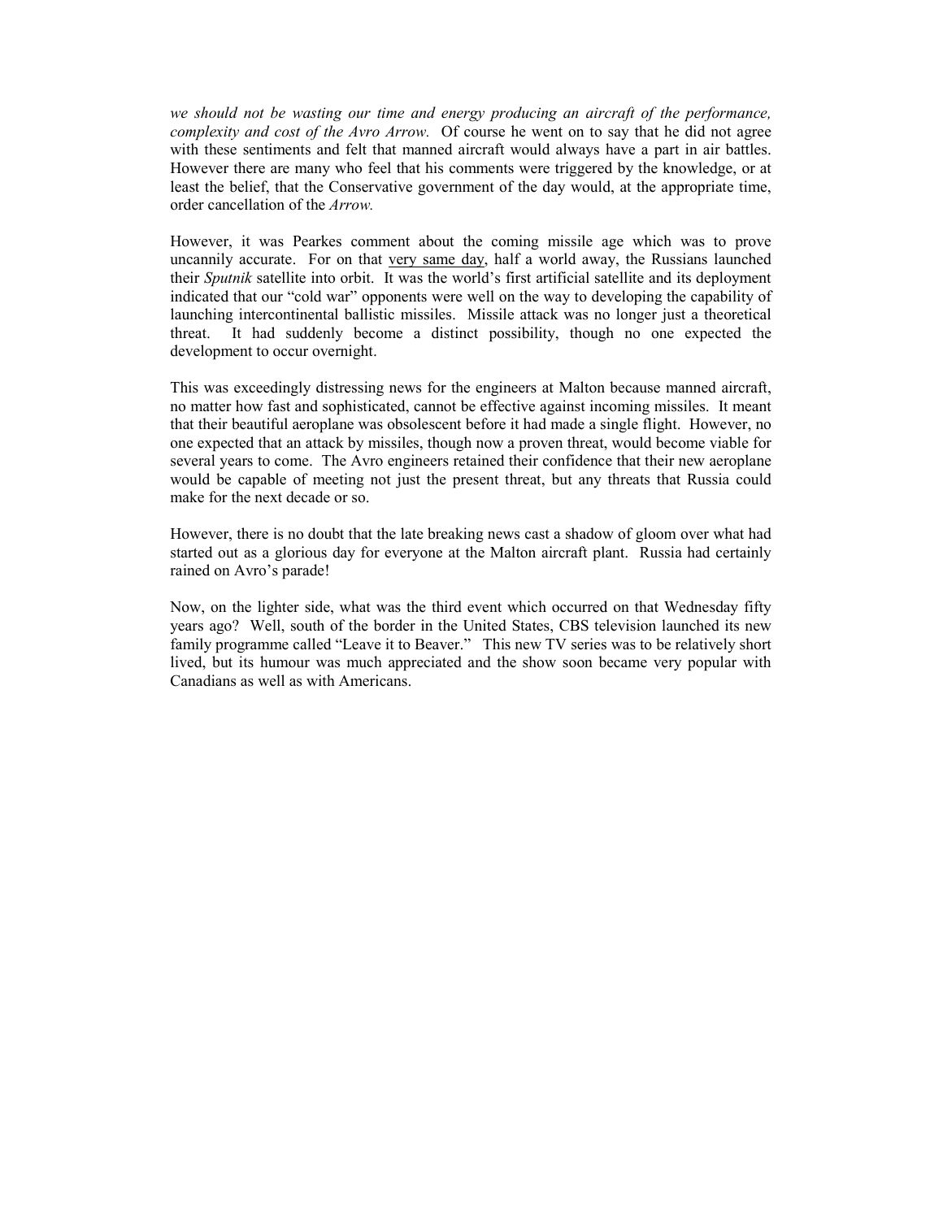*we should not be wasting our time and energy producing an aircraft of the performance, complexity and cost of the Avro Arrow.* Of course he went on to say that he did not agree with these sentiments and felt that manned aircraft would always have a part in air battles. However there are many who feel that his comments were triggered by the knowledge, or at least the belief, that the Conservative government of the day would, at the appropriate time, order cancellation of the *Arrow.*

However, it was Pearkes comment about the coming missile age which was to prove uncannily accurate. For on that <u>very same day</u>, half a world away, the Russians launched their *Sputnik* satellite into orbit. It was the world's first artificial satellite and its deployment indicated that our "cold war" opponents were well on the way to developing the capability of launching intercontinental ballistic missiles. Missile attack was no longer just a theoretical threat. It had suddenly become a distinct possibility, though no one expected the development to occur overnight.

This was exceedingly distressing news for the engineers at Malton because manned aircraft, no matter how fast and sophisticated, cannot be effective against incoming missiles. It meant that their beautiful aeroplane was obsolescent before it had made a single flight. However, no one expected that an attack by missiles, though now a proven threat, would become viable for several years to come. The Avro engineers retained their confidence that their new aeroplane would be capable of meeting not just the present threat, but any threats that Russia could make for the next decade or so.

However, there is no doubt that the late breaking news cast a shadow of gloom over what had started out as a glorious day for everyone at the Malton aircraft plant. Russia had certainly rained on Avro's parade!

Now, on the lighter side, what was the third event which occurred on that Wednesday fifty years ago? Well, south of the border in the United States, CBS television launched its new family programme called "Leave it to Beaver." This new TV series was to be relatively short lived, but its humour was much appreciated and the show soon became very popular with Canadians as well as with Americans.